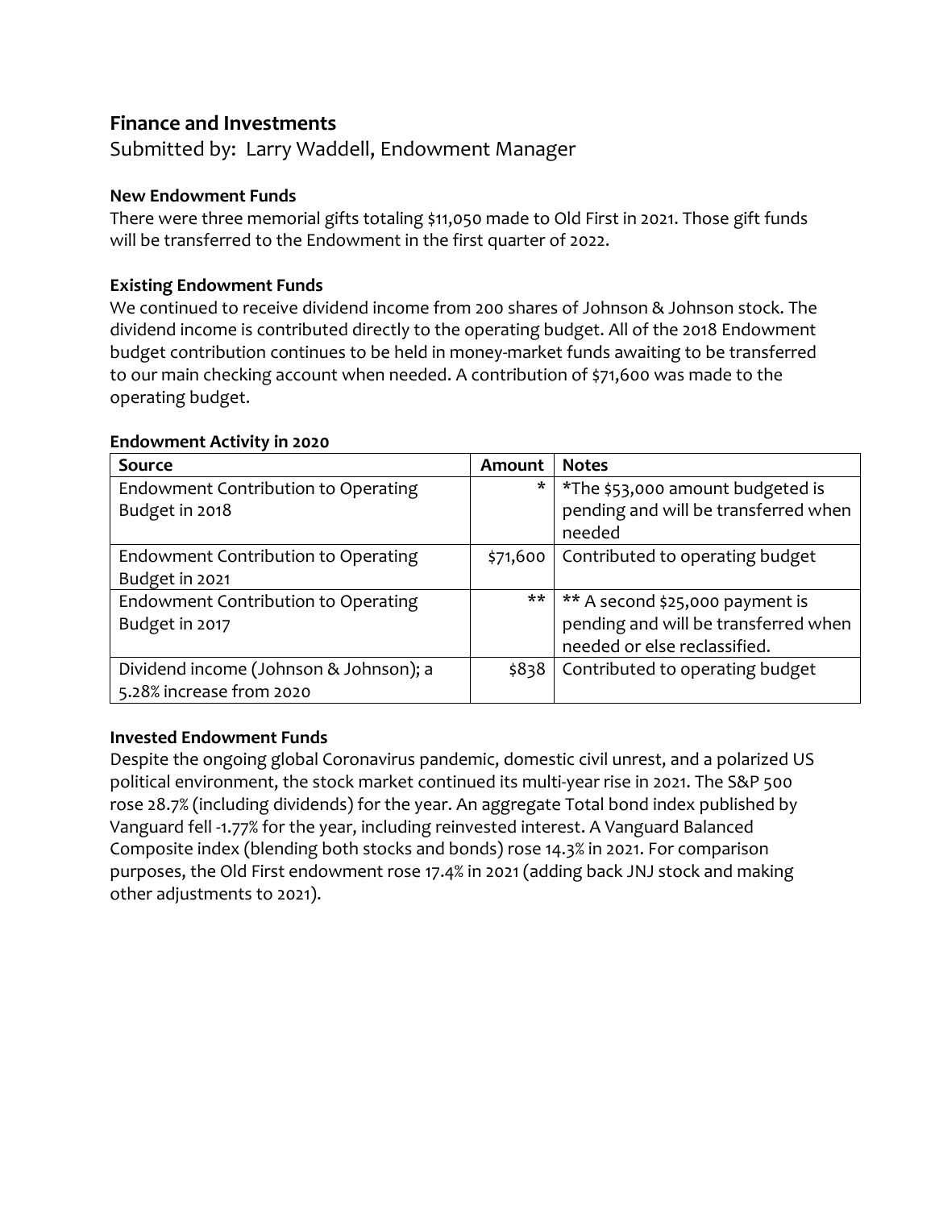## Finance and Investments

Submitted by: Larry Waddell, Endowment Manager

### New Endowment Funds

There were three memorial gifts totaling $11,050 made to Old First in 2021. Those gift funds will be transferred to the Endowment in the first quarter of 2022.

### Existing Endowment Funds

We continued to receive dividend income from 200 shares of Johnson & Johnson stock. The dividend income is contributed directly to the operating budget. All of the 2018 Endowment budget contribution continues to be held in money-market funds awaiting to be transferred to our main checking account when needed. A contribution of $71,600 was made to the operating budget.

### Endowment Activity in 2020

| Source | Amount | Notes |
|---|---|---|
| Endowment Contribution to Operating Budget in 2018 | * | *The $53,000 amount budgeted is pending and will be transferred when needed |
| Endowment Contribution to Operating Budget in 2021 | $71,600 | Contributed to operating budget |
| Endowment Contribution to Operating Budget in 2017 | ** | ** A second $25,000 payment is pending and will be transferred when needed or else reclassified. |
| Dividend income (Johnson & Johnson); a 5.28% increase from 2020 | $838 | Contributed to operating budget |

### Invested Endowment Funds

Despite the ongoing global Coronavirus pandemic, domestic civil unrest, and a polarized US political environment, the stock market continued its multi-year rise in 2021. The S&P 500 rose 28.7% (including dividends) for the year. An aggregate Total bond index published by Vanguard fell -1.77% for the year, including reinvested interest. A Vanguard Balanced Composite index (blending both stocks and bonds) rose 14.3% in 2021. For comparison purposes, the Old First endowment rose 17.4% in 2021 (adding back JNJ stock and making other adjustments to 2021).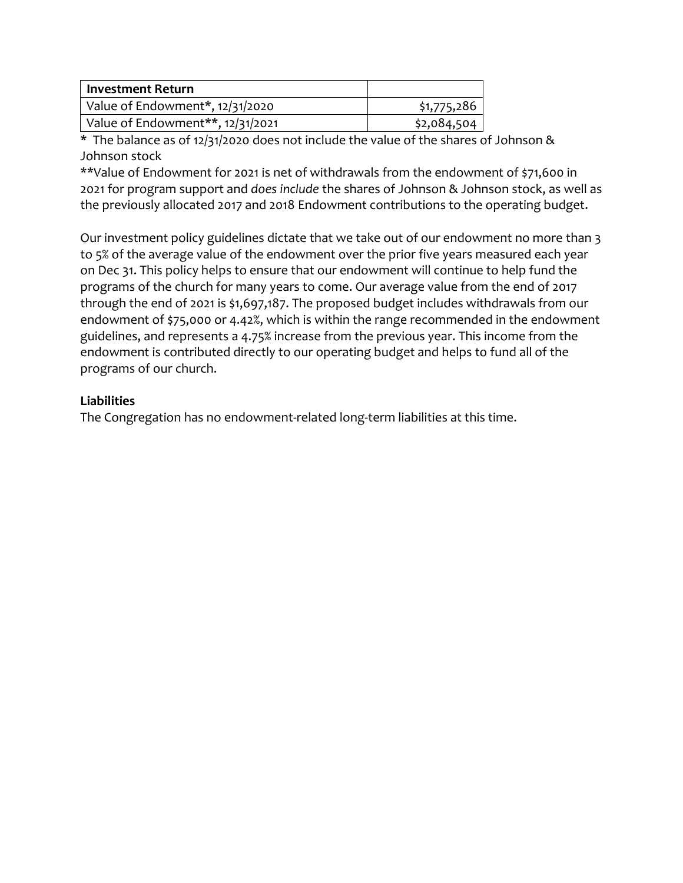| **Investment Return** | |
| --- | --- |
| Value of Endowment*, 12/31/2020 | $1,775,286 |
| Value of Endowment**, 12/31/2021 | $2,084,504 |

* The balance as of 12/31/2020 does not include the value of the shares of Johnson & Johnson stock

**Value of Endowment for 2021 is net of withdrawals from the endowment of $71,600 in 2021 for program support and *does include* the shares of Johnson & Johnson stock, as well as the previously allocated 2017 and 2018 Endowment contributions to the operating budget.

Our investment policy guidelines dictate that we take out of our endowment no more than 3 to 5% of the average value of the endowment over the prior five years measured each year on Dec 31. This policy helps to ensure that our endowment will continue to help fund the programs of the church for many years to come. Our average value from the end of 2017 through the end of 2021 is $1,697,187. The proposed budget includes withdrawals from our endowment of $75,000 or 4.42%, which is within the range recommended in the endowment guidelines, and represents a 4.75% increase from the previous year. This income from the endowment is contributed directly to our operating budget and helps to fund all of the programs of our church.

**Liabilities**

The Congregation has no endowment-related long-term liabilities at this time.